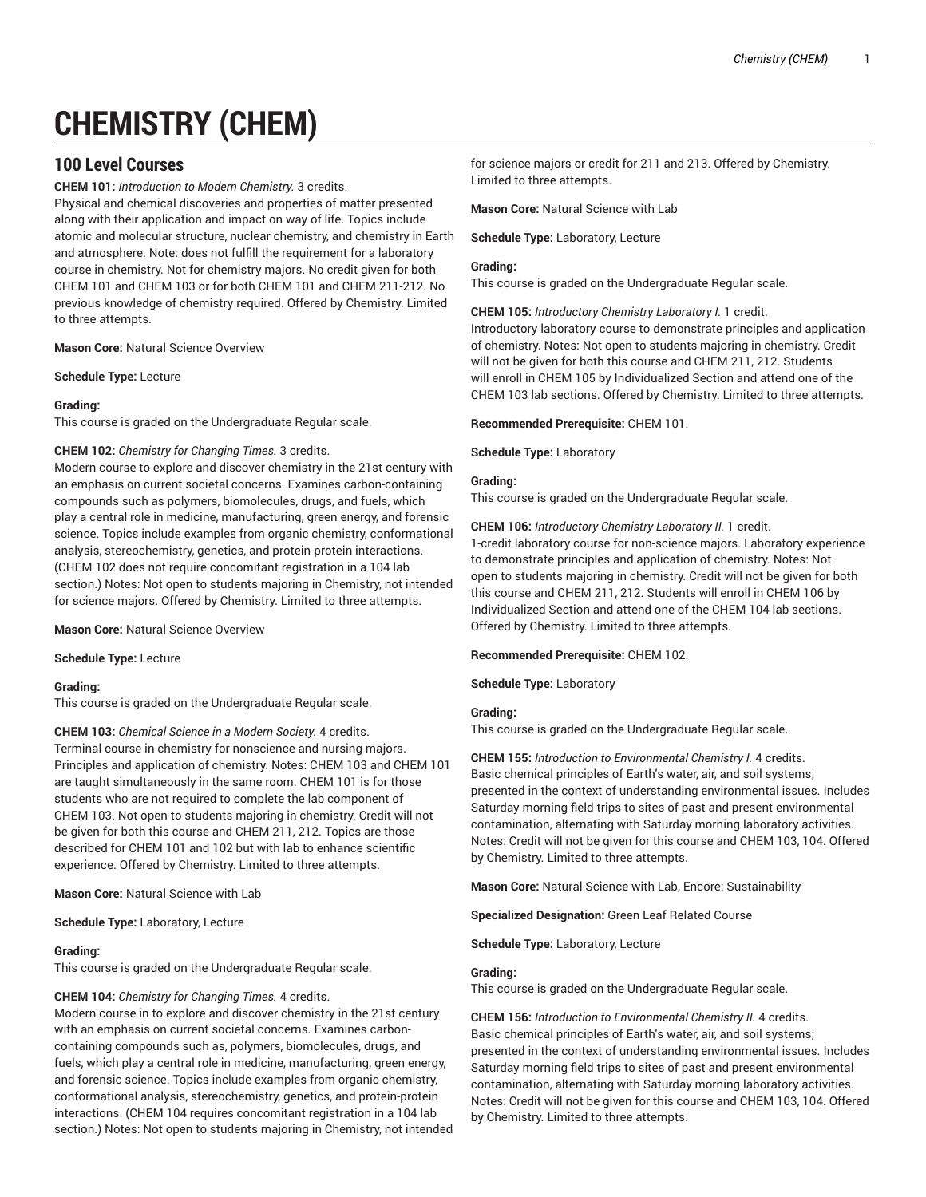# CHEMISTRY (CHEM)

## 100 Level Courses

**CHEM 101:** *Introduction to Modern Chemistry.* 3 credits.
Physical and chemical discoveries and properties of matter presented along with their application and impact on way of life. Topics include atomic and molecular structure, nuclear chemistry, and chemistry in Earth and atmosphere. Note: does not fulfill the requirement for a laboratory course in chemistry. Not for chemistry majors. No credit given for both CHEM 101 and CHEM 103 or for both CHEM 101 and CHEM 211-212. No previous knowledge of chemistry required. Offered by Chemistry. Limited to three attempts.

**Mason Core:** Natural Science Overview

**Schedule Type:** Lecture

**Grading:**
This course is graded on the Undergraduate Regular scale.

**CHEM 102:** *Chemistry for Changing Times.* 3 credits.
Modern course to explore and discover chemistry in the 21st century with an emphasis on current societal concerns. Examines carbon-containing compounds such as polymers, biomolecules, drugs, and fuels, which play a central role in medicine, manufacturing, green energy, and forensic science. Topics include examples from organic chemistry, conformational analysis, stereochemistry, genetics, and protein-protein interactions. (CHEM 102 does not require concomitant registration in a 104 lab section.) Notes: Not open to students majoring in Chemistry, not intended for science majors. Offered by Chemistry. Limited to three attempts.

**Mason Core:** Natural Science Overview

**Schedule Type:** Lecture

**Grading:**
This course is graded on the Undergraduate Regular scale.

**CHEM 103:** *Chemical Science in a Modern Society.* 4 credits.
Terminal course in chemistry for nonscience and nursing majors. Principles and application of chemistry. Notes: CHEM 103 and CHEM 101 are taught simultaneously in the same room. CHEM 101 is for those students who are not required to complete the lab component of CHEM 103. Not open to students majoring in chemistry. Credit will not be given for both this course and CHEM 211, 212. Topics are those described for CHEM 101 and 102 but with lab to enhance scientific experience. Offered by Chemistry. Limited to three attempts.

**Mason Core:** Natural Science with Lab

**Schedule Type:** Laboratory, Lecture

**Grading:**
This course is graded on the Undergraduate Regular scale.

**CHEM 104:** *Chemistry for Changing Times.* 4 credits.
Modern course in to explore and discover chemistry in the 21st century with an emphasis on current societal concerns. Examines carbon-containing compounds such as, polymers, biomolecules, drugs, and fuels, which play a central role in medicine, manufacturing, green energy, and forensic science. Topics include examples from organic chemistry, conformational analysis, stereochemistry, genetics, and protein-protein interactions. (CHEM 104 requires concomitant registration in a 104 lab section.) Notes: Not open to students majoring in Chemistry, not intended for science majors or credit for 211 and 213. Offered by Chemistry. Limited to three attempts.

**Mason Core:** Natural Science with Lab

**Schedule Type:** Laboratory, Lecture

**Grading:**
This course is graded on the Undergraduate Regular scale.

**CHEM 105:** *Introductory Chemistry Laboratory I.* 1 credit.
Introductory laboratory course to demonstrate principles and application of chemistry. Notes: Not open to students majoring in chemistry. Credit will not be given for both this course and CHEM 211, 212. Students will enroll in CHEM 105 by Individualized Section and attend one of the CHEM 103 lab sections. Offered by Chemistry. Limited to three attempts.

**Recommended Prerequisite:** CHEM 101.

**Schedule Type:** Laboratory

**Grading:**
This course is graded on the Undergraduate Regular scale.

**CHEM 106:** *Introductory Chemistry Laboratory II.* 1 credit.
1-credit laboratory course for non-science majors. Laboratory experience to demonstrate principles and application of chemistry. Notes: Not open to students majoring in chemistry. Credit will not be given for both this course and CHEM 211, 212. Students will enroll in CHEM 106 by Individualized Section and attend one of the CHEM 104 lab sections. Offered by Chemistry. Limited to three attempts.

**Recommended Prerequisite:** CHEM 102.

**Schedule Type:** Laboratory

**Grading:**
This course is graded on the Undergraduate Regular scale.

**CHEM 155:** *Introduction to Environmental Chemistry I.* 4 credits.
Basic chemical principles of Earth's water, air, and soil systems; presented in the context of understanding environmental issues. Includes Saturday morning field trips to sites of past and present environmental contamination, alternating with Saturday morning laboratory activities. Notes: Credit will not be given for this course and CHEM 103, 104. Offered by Chemistry. Limited to three attempts.

**Mason Core:** Natural Science with Lab, Encore: Sustainability

**Specialized Designation:** Green Leaf Related Course

**Schedule Type:** Laboratory, Lecture

**Grading:**
This course is graded on the Undergraduate Regular scale.

**CHEM 156:** *Introduction to Environmental Chemistry II.* 4 credits.
Basic chemical principles of Earth's water, air, and soil systems; presented in the context of understanding environmental issues. Includes Saturday morning field trips to sites of past and present environmental contamination, alternating with Saturday morning laboratory activities. Notes: Credit will not be given for this course and CHEM 103, 104. Offered by Chemistry. Limited to three attempts.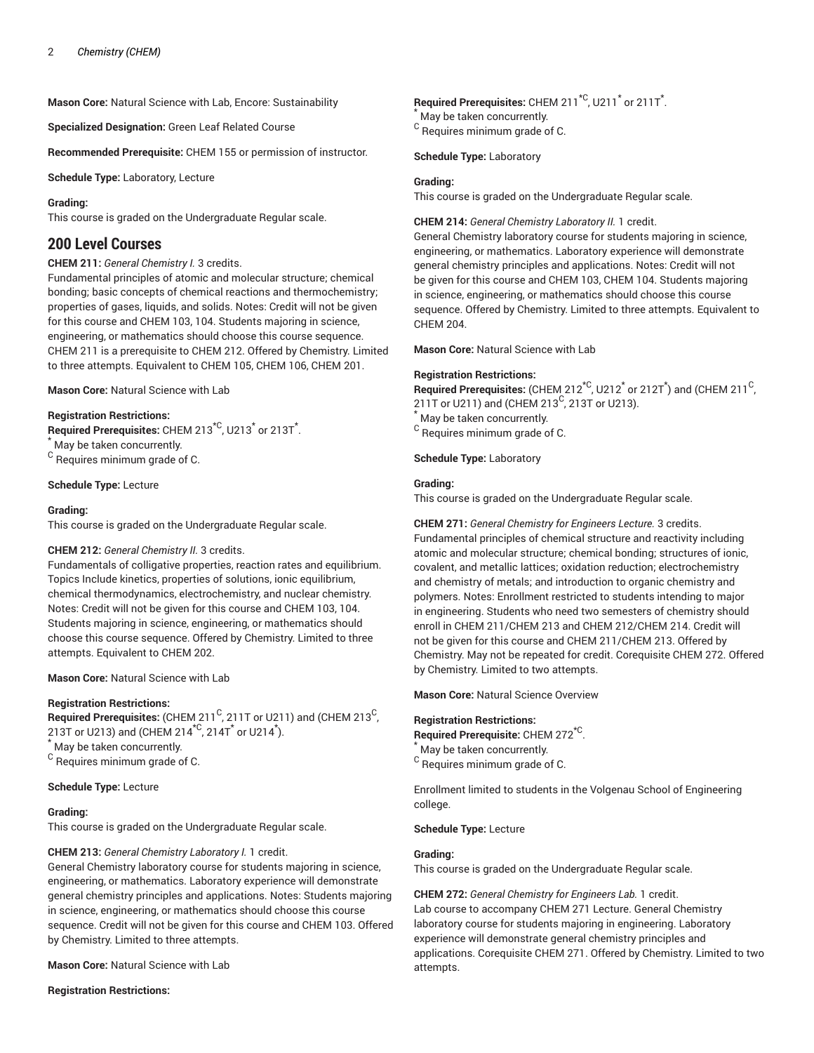**Mason Core:** Natural Science with Lab, Encore: Sustainability

**Specialized Designation:** Green Leaf Related Course

**Recommended Prerequisite:** CHEM 155 or permission of instructor.

**Schedule Type:** Laboratory, Lecture

**Grading:**
This course is graded on the Undergraduate Regular scale.

## 200 Level Courses

**CHEM 211:** *General Chemistry I.* 3 credits.
Fundamental principles of atomic and molecular structure; chemical bonding; basic concepts of chemical reactions and thermochemistry; properties of gases, liquids, and solids. Notes: Credit will not be given for this course and CHEM 103, 104. Students majoring in science, engineering, or mathematics should choose this course sequence. CHEM 211 is a prerequisite to CHEM 212. Offered by Chemistry. Limited to three attempts. Equivalent to CHEM 105, CHEM 106, CHEM 201.

**Mason Core:** Natural Science with Lab

**Registration Restrictions:**
**Required Prerequisites:** CHEM 213[*C], U213[*] or 213T[*].
[*] May be taken concurrently.
[C] Requires minimum grade of C.

**Schedule Type:** Lecture

**Grading:**
This course is graded on the Undergraduate Regular scale.

**CHEM 212:** *General Chemistry II.* 3 credits.
Fundamentals of colligative properties, reaction rates and equilibrium. Topics Include kinetics, properties of solutions, ionic equilibrium, chemical thermodynamics, electrochemistry, and nuclear chemistry. Notes: Credit will not be given for this course and CHEM 103, 104. Students majoring in science, engineering, or mathematics should choose this course sequence. Offered by Chemistry. Limited to three attempts. Equivalent to CHEM 202.

**Mason Core:** Natural Science with Lab

**Registration Restrictions:**
**Required Prerequisites:** (CHEM 211[C], 211T or U211) and (CHEM 213[C], 213T or U213) and (CHEM 214[*C], 214T[*] or U214[*]).
[*] May be taken concurrently.
[C] Requires minimum grade of C.

**Schedule Type:** Lecture

**Grading:**
This course is graded on the Undergraduate Regular scale.

**CHEM 213:** *General Chemistry Laboratory I.* 1 credit.
General Chemistry laboratory course for students majoring in science, engineering, or mathematics. Laboratory experience will demonstrate general chemistry principles and applications. Notes: Students majoring in science, engineering, or mathematics should choose this course sequence. Credit will not be given for this course and CHEM 103. Offered by Chemistry. Limited to three attempts.

**Mason Core:** Natural Science with Lab

**Registration Restrictions:**
**Required Prerequisites:** CHEM 211[*C], U211[*] or 211T[*].
[*] May be taken concurrently.
[C] Requires minimum grade of C.

**Schedule Type:** Laboratory

**Grading:**
This course is graded on the Undergraduate Regular scale.

**CHEM 214:** *General Chemistry Laboratory II.* 1 credit.
General Chemistry laboratory course for students majoring in science, engineering, or mathematics. Laboratory experience will demonstrate general chemistry principles and applications. Notes: Credit will not be given for this course and CHEM 103, CHEM 104. Students majoring in science, engineering, or mathematics should choose this course sequence. Offered by Chemistry. Limited to three attempts. Equivalent to CHEM 204.

**Mason Core:** Natural Science with Lab

**Registration Restrictions:**
**Required Prerequisites:** (CHEM 212[*C], U212[*] or 212T[*]) and (CHEM 211[C], 211T or U211) and (CHEM 213[C], 213T or U213).
[*] May be taken concurrently.
[C] Requires minimum grade of C.

**Schedule Type:** Laboratory

**Grading:**
This course is graded on the Undergraduate Regular scale.

**CHEM 271:** *General Chemistry for Engineers Lecture.* 3 credits.
Fundamental principles of chemical structure and reactivity including atomic and molecular structure; chemical bonding; structures of ionic, covalent, and metallic lattices; oxidation reduction; electrochemistry and chemistry of metals; and introduction to organic chemistry and polymers. Notes: Enrollment restricted to students intending to major in engineering. Students who need two semesters of chemistry should enroll in CHEM 211/CHEM 213 and CHEM 212/CHEM 214. Credit will not be given for this course and CHEM 211/CHEM 213. Offered by Chemistry. May not be repeated for credit. Corequisite CHEM 272. Offered by Chemistry. Limited to two attempts.

**Mason Core:** Natural Science Overview

**Registration Restrictions:**
**Required Prerequisite:** CHEM 272[*C].
[*] May be taken concurrently.
[C] Requires minimum grade of C.

Enrollment limited to students in the Volgenau School of Engineering college.

**Schedule Type:** Lecture

**Grading:**
This course is graded on the Undergraduate Regular scale.

**CHEM 272:** *General Chemistry for Engineers Lab.* 1 credit.
Lab course to accompany CHEM 271 Lecture. General Chemistry laboratory course for students majoring in engineering. Laboratory experience will demonstrate general chemistry principles and applications. Corequisite CHEM 271. Offered by Chemistry. Limited to two attempts.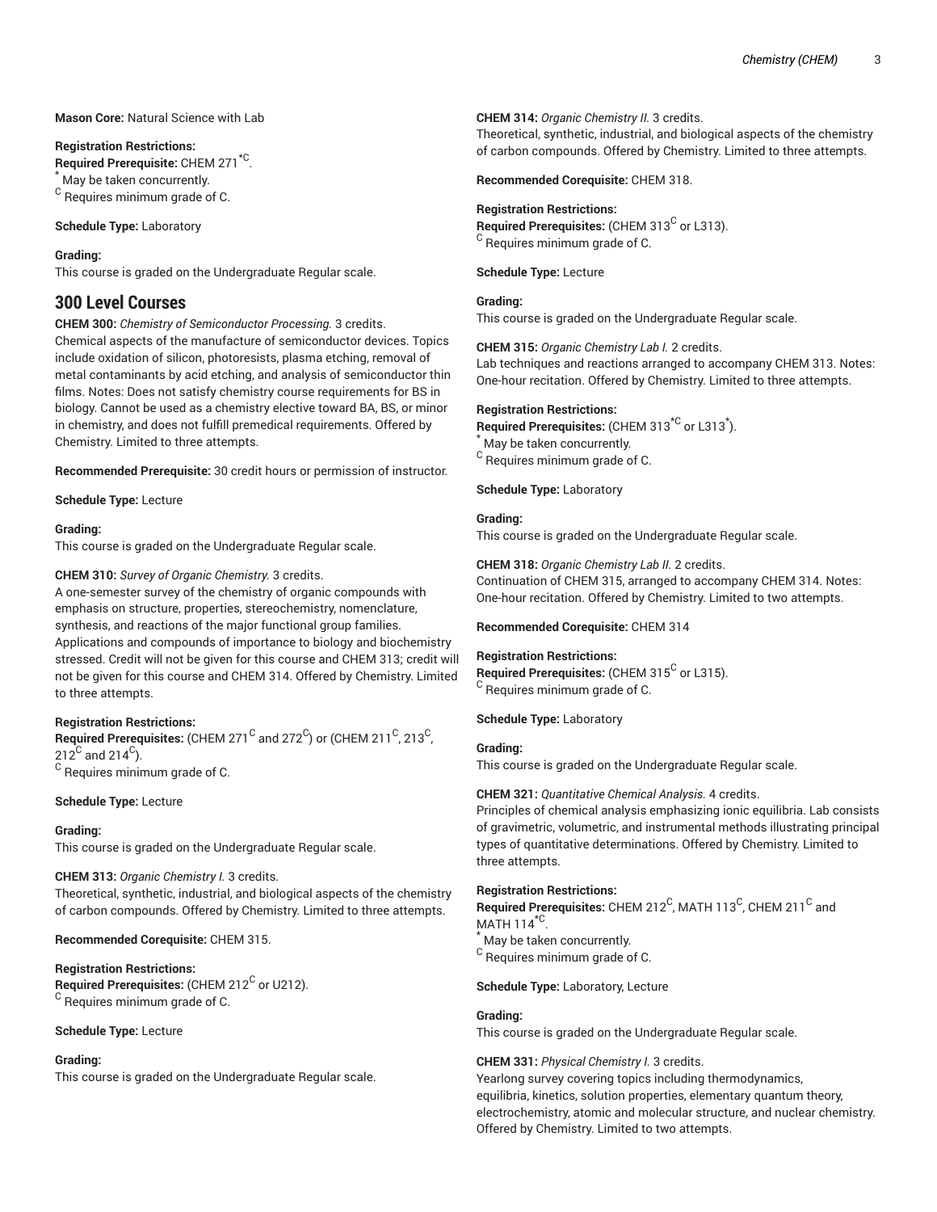**Mason Core:** Natural Science with Lab

**Registration Restrictions:**
**Required Prerequisite:** CHEM 271[*C].
[*] May be taken concurrently.
[C] Requires minimum grade of C.

**Schedule Type:** Laboratory

**Grading:**
This course is graded on the Undergraduate Regular scale.

## 300 Level Courses

**CHEM 300:** *Chemistry of Semiconductor Processing.* 3 credits.
Chemical aspects of the manufacture of semiconductor devices. Topics include oxidation of silicon, photoresists, plasma etching, removal of metal contaminants by acid etching, and analysis of semiconductor thin films. Notes: Does not satisfy chemistry course requirements for BS in biology. Cannot be used as a chemistry elective toward BA, BS, or minor in chemistry, and does not fulfill premedical requirements. Offered by Chemistry. Limited to three attempts.

**Recommended Prerequisite:** 30 credit hours or permission of instructor.

**Schedule Type:** Lecture

**Grading:**
This course is graded on the Undergraduate Regular scale.

**CHEM 310:** *Survey of Organic Chemistry.* 3 credits.
A one-semester survey of the chemistry of organic compounds with emphasis on structure, properties, stereochemistry, nomenclature, synthesis, and reactions of the major functional group families. Applications and compounds of importance to biology and biochemistry stressed. Credit will not be given for this course and CHEM 313; credit will not be given for this course and CHEM 314. Offered by Chemistry. Limited to three attempts.

**Registration Restrictions:**
**Required Prerequisites:** (CHEM 271[C] and 272[C]) or (CHEM 211[C], 213[C], 212[C] and 214[C]).
[C] Requires minimum grade of C.

**Schedule Type:** Lecture

**Grading:**
This course is graded on the Undergraduate Regular scale.

**CHEM 313:** *Organic Chemistry I.* 3 credits.
Theoretical, synthetic, industrial, and biological aspects of the chemistry of carbon compounds. Offered by Chemistry. Limited to three attempts.

**Recommended Corequisite:** CHEM 315.

**Registration Restrictions:**
**Required Prerequisites:** (CHEM 212[C] or U212).
[C] Requires minimum grade of C.

**Schedule Type:** Lecture

**Grading:**
This course is graded on the Undergraduate Regular scale.

**CHEM 314:** *Organic Chemistry II.* 3 credits.
Theoretical, synthetic, industrial, and biological aspects of the chemistry of carbon compounds. Offered by Chemistry. Limited to three attempts.

**Recommended Corequisite:** CHEM 318.

**Registration Restrictions:**
**Required Prerequisites:** (CHEM 313[C] or L313).
[C] Requires minimum grade of C.

**Schedule Type:** Lecture

**Grading:**
This course is graded on the Undergraduate Regular scale.

**CHEM 315:** *Organic Chemistry Lab I.* 2 credits.
Lab techniques and reactions arranged to accompany CHEM 313. Notes: One-hour recitation. Offered by Chemistry. Limited to three attempts.

**Registration Restrictions:**
**Required Prerequisites:** (CHEM 313[*C] or L313[*]).
[*] May be taken concurrently.
[C] Requires minimum grade of C.

**Schedule Type:** Laboratory

**Grading:**
This course is graded on the Undergraduate Regular scale.

**CHEM 318:** *Organic Chemistry Lab II.* 2 credits.
Continuation of CHEM 315, arranged to accompany CHEM 314. Notes: One-hour recitation. Offered by Chemistry. Limited to two attempts.

**Recommended Corequisite:** CHEM 314

**Registration Restrictions:**
**Required Prerequisites:** (CHEM 315[C] or L315).
[C] Requires minimum grade of C.

**Schedule Type:** Laboratory

**Grading:**
This course is graded on the Undergraduate Regular scale.

**CHEM 321:** *Quantitative Chemical Analysis.* 4 credits.
Principles of chemical analysis emphasizing ionic equilibria. Lab consists of gravimetric, volumetric, and instrumental methods illustrating principal types of quantitative determinations. Offered by Chemistry. Limited to three attempts.

**Registration Restrictions:**
**Required Prerequisites:** CHEM 212[C], MATH 113[C], CHEM 211[C] and MATH 114[*C].
[*] May be taken concurrently.
[C] Requires minimum grade of C.

**Schedule Type:** Laboratory, Lecture

**Grading:**
This course is graded on the Undergraduate Regular scale.

**CHEM 331:** *Physical Chemistry I.* 3 credits.
Yearlong survey covering topics including thermodynamics, equilibria, kinetics, solution properties, elementary quantum theory, electrochemistry, atomic and molecular structure, and nuclear chemistry. Offered by Chemistry. Limited to two attempts.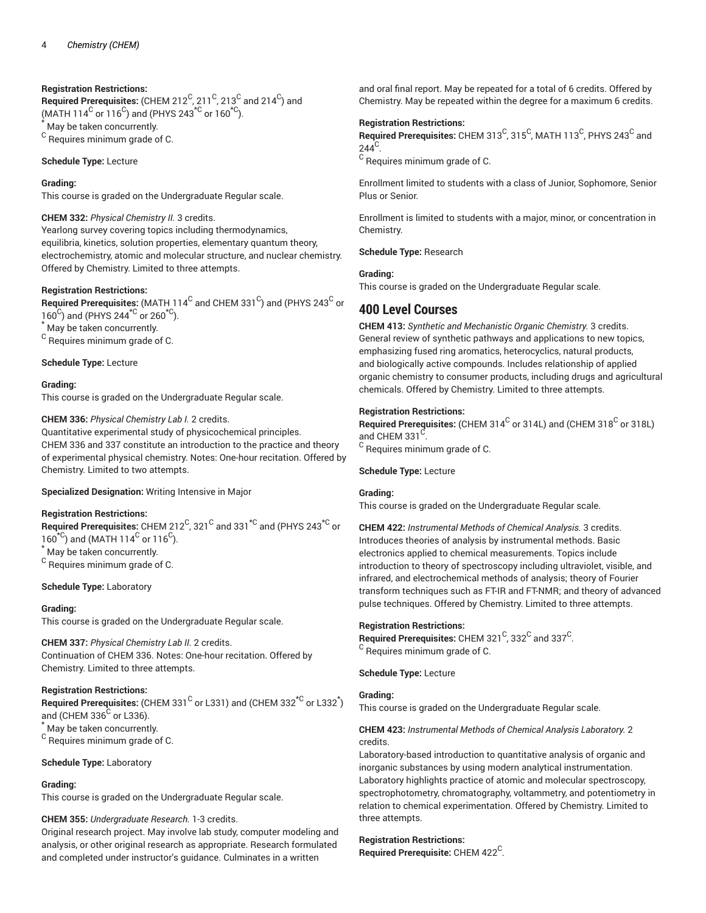**Registration Restrictions:**
**Required Prerequisites:** (CHEM 212[C], 211[C], 213[C] and 214[C]) and (MATH 114[C] or 116[C]) and (PHYS 243[*C] or 160[*C]).
[*] May be taken concurrently.
[C] Requires minimum grade of C.

**Schedule Type:** Lecture

**Grading:**
This course is graded on the Undergraduate Regular scale.

**CHEM 332:** *Physical Chemistry II.* 3 credits.
Yearlong survey covering topics including thermodynamics, equilibria, kinetics, solution properties, elementary quantum theory, electrochemistry, atomic and molecular structure, and nuclear chemistry. Offered by Chemistry. Limited to three attempts.

**Registration Restrictions:**
**Required Prerequisites:** (MATH 114[C] and CHEM 331[C]) and (PHYS 243[C] or 160[C]) and (PHYS 244[*C] or 260[*C]).
[*] May be taken concurrently.
[C] Requires minimum grade of C.

**Schedule Type:** Lecture

**Grading:**
This course is graded on the Undergraduate Regular scale.

**CHEM 336:** *Physical Chemistry Lab I.* 2 credits.
Quantitative experimental study of physicochemical principles. CHEM 336 and 337 constitute an introduction to the practice and theory of experimental physical chemistry. Notes: One-hour recitation. Offered by Chemistry. Limited to two attempts.

**Specialized Designation:** Writing Intensive in Major

**Registration Restrictions:**
**Required Prerequisites:** CHEM 212[C], 321[C] and 331[*C] and (PHYS 243[*C] or 160[*C]) and (MATH 114[C] or 116[C]).
[*] May be taken concurrently.
[C] Requires minimum grade of C.

**Schedule Type:** Laboratory

**Grading:**
This course is graded on the Undergraduate Regular scale.

**CHEM 337:** *Physical Chemistry Lab II.* 2 credits.
Continuation of CHEM 336. Notes: One-hour recitation. Offered by Chemistry. Limited to three attempts.

**Registration Restrictions:**
**Required Prerequisites:** (CHEM 331[C] or L331) and (CHEM 332[*C] or L332[*]) and (CHEM 336[C] or L336).
[*] May be taken concurrently.
[C] Requires minimum grade of C.

**Schedule Type:** Laboratory

**Grading:**
This course is graded on the Undergraduate Regular scale.

**CHEM 355:** *Undergraduate Research.* 1-3 credits.
Original research project. May involve lab study, computer modeling and analysis, or other original research as appropriate. Research formulated and completed under instructor's guidance. Culminates in a written and oral final report. May be repeated for a total of 6 credits. Offered by Chemistry. May be repeated within the degree for a maximum 6 credits.

**Registration Restrictions:**
**Required Prerequisites:** CHEM 313[C], 315[C], MATH 113[C], PHYS 243[C] and 244[C].
[C] Requires minimum grade of C.

Enrollment limited to students with a class of Junior, Sophomore, Senior Plus or Senior.

Enrollment is limited to students with a major, minor, or concentration in Chemistry.

**Schedule Type:** Research

**Grading:**
This course is graded on the Undergraduate Regular scale.

## 400 Level Courses

**CHEM 413:** *Synthetic and Mechanistic Organic Chemistry.* 3 credits.
General review of synthetic pathways and applications to new topics, emphasizing fused ring aromatics, heterocyclics, natural products, and biologically active compounds. Includes relationship of applied organic chemistry to consumer products, including drugs and agricultural chemicals. Offered by Chemistry. Limited to three attempts.

**Registration Restrictions:**
**Required Prerequisites:** (CHEM 314[C] or 314L) and (CHEM 318[C] or 318L) and CHEM 331[C].
[C] Requires minimum grade of C.

**Schedule Type:** Lecture

**Grading:**
This course is graded on the Undergraduate Regular scale.

**CHEM 422:** *Instrumental Methods of Chemical Analysis.* 3 credits.
Introduces theories of analysis by instrumental methods. Basic electronics applied to chemical measurements. Topics include introduction to theory of spectroscopy including ultraviolet, visible, and infrared, and electrochemical methods of analysis; theory of Fourier transform techniques such as FT-IR and FT-NMR; and theory of advanced pulse techniques. Offered by Chemistry. Limited to three attempts.

**Registration Restrictions:**
**Required Prerequisites:** CHEM 321[C], 332[C] and 337[C].
[C] Requires minimum grade of C.

**Schedule Type:** Lecture

**Grading:**
This course is graded on the Undergraduate Regular scale.

**CHEM 423:** *Instrumental Methods of Chemical Analysis Laboratory.* 2 credits.
Laboratory-based introduction to quantitative analysis of organic and inorganic substances by using modern analytical instrumentation. Laboratory highlights practice of atomic and molecular spectroscopy, spectrophotometry, chromatography, voltammetry, and potentiometry in relation to chemical experimentation. Offered by Chemistry. Limited to three attempts.

**Registration Restrictions:**
**Required Prerequisite:** CHEM 422[C].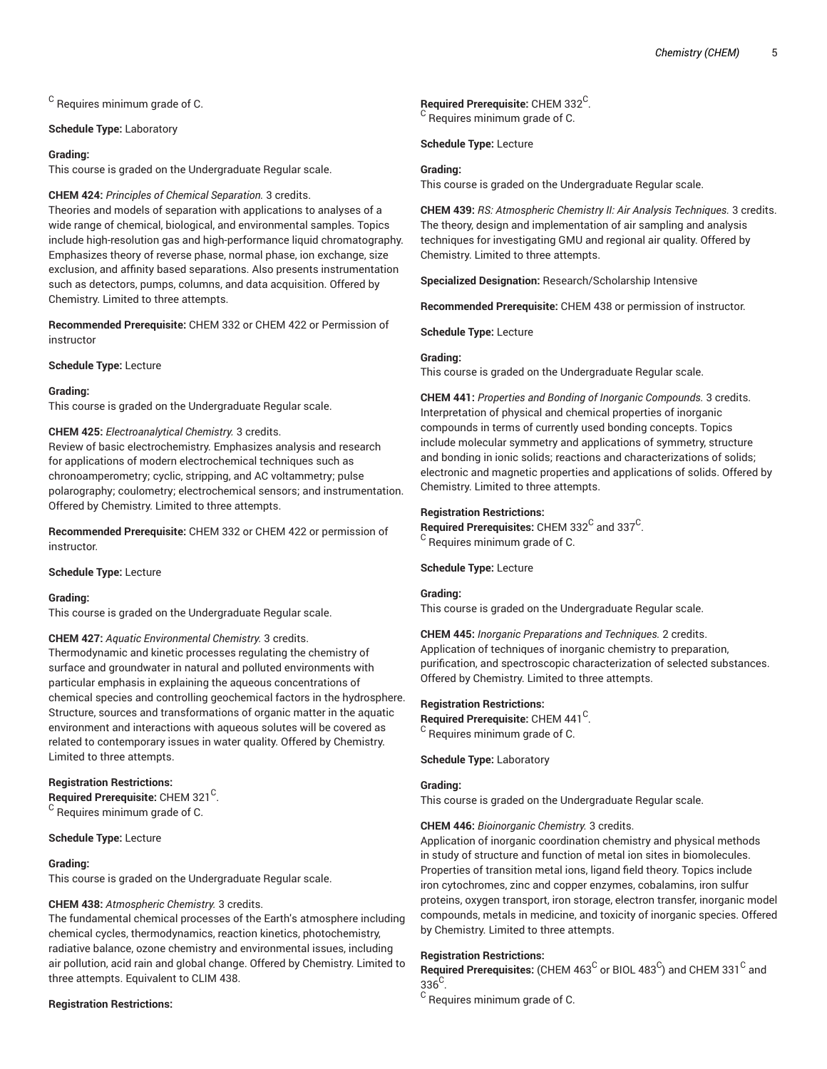C Requires minimum grade of C.

**Schedule Type:** Laboratory

**Grading:**
This course is graded on the Undergraduate Regular scale.

**CHEM 424:** *Principles of Chemical Separation.* 3 credits.
Theories and models of separation with applications to analyses of a wide range of chemical, biological, and environmental samples. Topics include high-resolution gas and high-performance liquid chromatography. Emphasizes theory of reverse phase, normal phase, ion exchange, size exclusion, and affinity based separations. Also presents instrumentation such as detectors, pumps, columns, and data acquisition. Offered by Chemistry. Limited to three attempts.

**Recommended Prerequisite:** CHEM 332 or CHEM 422 or Permission of instructor

**Schedule Type:** Lecture

**Grading:**
This course is graded on the Undergraduate Regular scale.

**CHEM 425:** *Electroanalytical Chemistry.* 3 credits.
Review of basic electrochemistry. Emphasizes analysis and research for applications of modern electrochemical techniques such as chronoamperometry; cyclic, stripping, and AC voltammetry; pulse polarography; coulometry; electrochemical sensors; and instrumentation. Offered by Chemistry. Limited to three attempts.

**Recommended Prerequisite:** CHEM 332 or CHEM 422 or permission of instructor.

**Schedule Type:** Lecture

**Grading:**
This course is graded on the Undergraduate Regular scale.

**CHEM 427:** *Aquatic Environmental Chemistry.* 3 credits.
Thermodynamic and kinetic processes regulating the chemistry of surface and groundwater in natural and polluted environments with particular emphasis in explaining the aqueous concentrations of chemical species and controlling geochemical factors in the hydrosphere. Structure, sources and transformations of organic matter in the aquatic environment and interactions with aqueous solutes will be covered as related to contemporary issues in water quality. Offered by Chemistry. Limited to three attempts.

**Registration Restrictions:**
**Required Prerequisite:** CHEM 321[C].
C Requires minimum grade of C.

**Schedule Type:** Lecture

**Grading:**
This course is graded on the Undergraduate Regular scale.

**CHEM 438:** *Atmospheric Chemistry.* 3 credits.
The fundamental chemical processes of the Earth's atmosphere including chemical cycles, thermodynamics, reaction kinetics, photochemistry, radiative balance, ozone chemistry and environmental issues, including air pollution, acid rain and global change. Offered by Chemistry. Limited to three attempts. Equivalent to CLIM 438.

**Registration Restrictions:**
**Required Prerequisite:** CHEM 332[C].
C Requires minimum grade of C.

**Schedule Type:** Lecture

**Grading:**
This course is graded on the Undergraduate Regular scale.

**CHEM 439:** *RS: Atmospheric Chemistry II: Air Analysis Techniques.* 3 credits.
The theory, design and implementation of air sampling and analysis techniques for investigating GMU and regional air quality. Offered by Chemistry. Limited to three attempts.

**Specialized Designation:** Research/Scholarship Intensive

**Recommended Prerequisite:** CHEM 438 or permission of instructor.

**Schedule Type:** Lecture

**Grading:**
This course is graded on the Undergraduate Regular scale.

**CHEM 441:** *Properties and Bonding of Inorganic Compounds.* 3 credits.
Interpretation of physical and chemical properties of inorganic compounds in terms of currently used bonding concepts. Topics include molecular symmetry and applications of symmetry, structure and bonding in ionic solids; reactions and characterizations of solids; electronic and magnetic properties and applications of solids. Offered by Chemistry. Limited to three attempts.

**Registration Restrictions:**
**Required Prerequisites:** CHEM 332[C] and 337[C].
C Requires minimum grade of C.

**Schedule Type:** Lecture

**Grading:**
This course is graded on the Undergraduate Regular scale.

**CHEM 445:** *Inorganic Preparations and Techniques.* 2 credits.
Application of techniques of inorganic chemistry to preparation, purification, and spectroscopic characterization of selected substances. Offered by Chemistry. Limited to three attempts.

**Registration Restrictions:**
**Required Prerequisite:** CHEM 441[C].
C Requires minimum grade of C.

**Schedule Type:** Laboratory

**Grading:**
This course is graded on the Undergraduate Regular scale.

**CHEM 446:** *Bioinorganic Chemistry.* 3 credits.
Application of inorganic coordination chemistry and physical methods in study of structure and function of metal ion sites in biomolecules. Properties of transition metal ions, ligand field theory. Topics include iron cytochromes, zinc and copper enzymes, cobalamins, iron sulfur proteins, oxygen transport, iron storage, electron transfer, inorganic model compounds, metals in medicine, and toxicity of inorganic species. Offered by Chemistry. Limited to three attempts.

**Registration Restrictions:**
**Required Prerequisites:** (CHEM 463[C] or BIOL 483[C]) and CHEM 331[C] and 336[C].
C Requires minimum grade of C.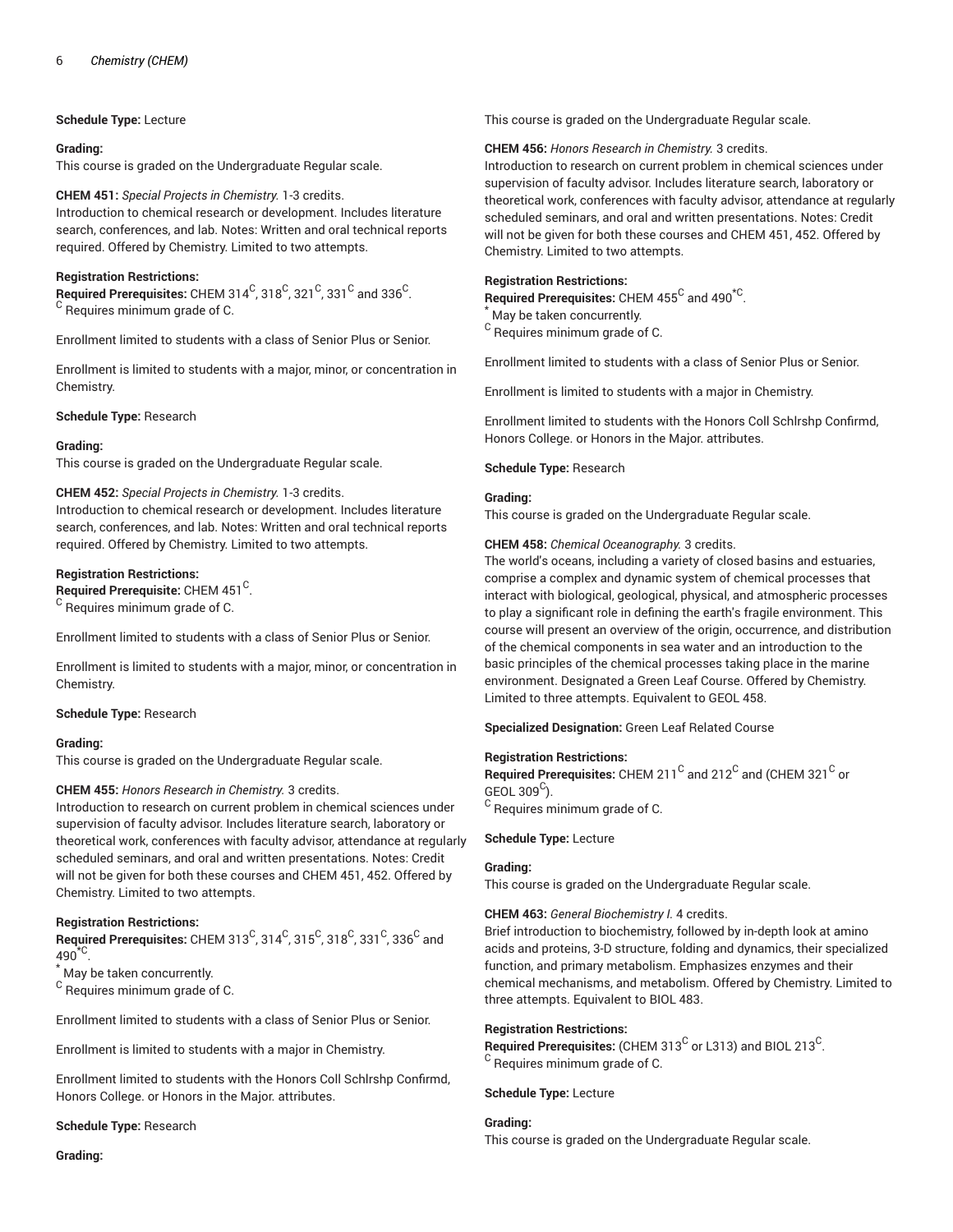**Schedule Type:** Lecture

**Grading:**
This course is graded on the Undergraduate Regular scale.

**CHEM 451:** *Special Projects in Chemistry.* 1-3 credits.
Introduction to chemical research or development. Includes literature search, conferences, and lab. Notes: Written and oral technical reports required. Offered by Chemistry. Limited to two attempts.

**Registration Restrictions:**
**Required Prerequisites:** CHEM 314$^{C}$, 318$^{C}$, 321$^{C}$, 331$^{C}$ and 336$^{C}$.
$^{C}$ Requires minimum grade of C.

Enrollment limited to students with a class of Senior Plus or Senior.

Enrollment is limited to students with a major, minor, or concentration in Chemistry.

**Schedule Type:** Research

**Grading:**
This course is graded on the Undergraduate Regular scale.

**CHEM 452:** *Special Projects in Chemistry.* 1-3 credits.
Introduction to chemical research or development. Includes literature search, conferences, and lab. Notes: Written and oral technical reports required. Offered by Chemistry. Limited to two attempts.

**Registration Restrictions:**
**Required Prerequisite:** CHEM 451$^{C}$.
$^{C}$ Requires minimum grade of C.

Enrollment limited to students with a class of Senior Plus or Senior.

Enrollment is limited to students with a major, minor, or concentration in Chemistry.

**Schedule Type:** Research

**Grading:**
This course is graded on the Undergraduate Regular scale.

**CHEM 455:** *Honors Research in Chemistry.* 3 credits.
Introduction to research on current problem in chemical sciences under supervision of faculty advisor. Includes literature search, laboratory or theoretical work, conferences with faculty advisor, attendance at regularly scheduled seminars, and oral and written presentations. Notes: Credit will not be given for both these courses and CHEM 451, 452. Offered by Chemistry. Limited to two attempts.

**Registration Restrictions:**
**Required Prerequisites:** CHEM 313$^{C}$, 314$^{C}$, 315$^{C}$, 318$^{C}$, 331$^{C}$, 336$^{C}$ and 490$^{*C}$.
$^{*}$ May be taken concurrently.
$^{C}$ Requires minimum grade of C.

Enrollment limited to students with a class of Senior Plus or Senior.

Enrollment is limited to students with a major in Chemistry.

Enrollment limited to students with the Honors Coll Schlrshp Confirmd, Honors College. or Honors in the Major. attributes.

**Schedule Type:** Research

**Grading:**
This course is graded on the Undergraduate Regular scale.

**CHEM 456:** *Honors Research in Chemistry.* 3 credits.
Introduction to research on current problem in chemical sciences under supervision of faculty advisor. Includes literature search, laboratory or theoretical work, conferences with faculty advisor, attendance at regularly scheduled seminars, and oral and written presentations. Notes: Credit will not be given for both these courses and CHEM 451, 452. Offered by Chemistry. Limited to two attempts.

**Registration Restrictions:**
**Required Prerequisites:** CHEM 455$^{C}$ and 490$^{*C}$.
$^{*}$ May be taken concurrently.
$^{C}$ Requires minimum grade of C.

Enrollment limited to students with a class of Senior Plus or Senior.

Enrollment is limited to students with a major in Chemistry.

Enrollment limited to students with the Honors Coll Schlrshp Confirmd, Honors College. or Honors in the Major. attributes.

**Schedule Type:** Research

**Grading:**
This course is graded on the Undergraduate Regular scale.

**CHEM 458:** *Chemical Oceanography.* 3 credits.
The world's oceans, including a variety of closed basins and estuaries, comprise a complex and dynamic system of chemical processes that interact with biological, geological, physical, and atmospheric processes to play a significant role in defining the earth's fragile environment. This course will present an overview of the origin, occurrence, and distribution of the chemical components in sea water and an introduction to the basic principles of the chemical processes taking place in the marine environment. Designated a Green Leaf Course. Offered by Chemistry. Limited to three attempts. Equivalent to GEOL 458.

**Specialized Designation:** Green Leaf Related Course

**Registration Restrictions:**
**Required Prerequisites:** CHEM 211$^{C}$ and 212$^{C}$ and (CHEM 321$^{C}$ or GEOL 309$^{C}$).
$^{C}$ Requires minimum grade of C.

**Schedule Type:** Lecture

**Grading:**
This course is graded on the Undergraduate Regular scale.

**CHEM 463:** *General Biochemistry I.* 4 credits.
Brief introduction to biochemistry, followed by in-depth look at amino acids and proteins, 3-D structure, folding and dynamics, their specialized function, and primary metabolism. Emphasizes enzymes and their chemical mechanisms, and metabolism. Offered by Chemistry. Limited to three attempts. Equivalent to BIOL 483.

**Registration Restrictions:**
**Required Prerequisites:** (CHEM 313$^{C}$ or L313) and BIOL 213$^{C}$.
$^{C}$ Requires minimum grade of C.

**Schedule Type:** Lecture

**Grading:**
This course is graded on the Undergraduate Regular scale.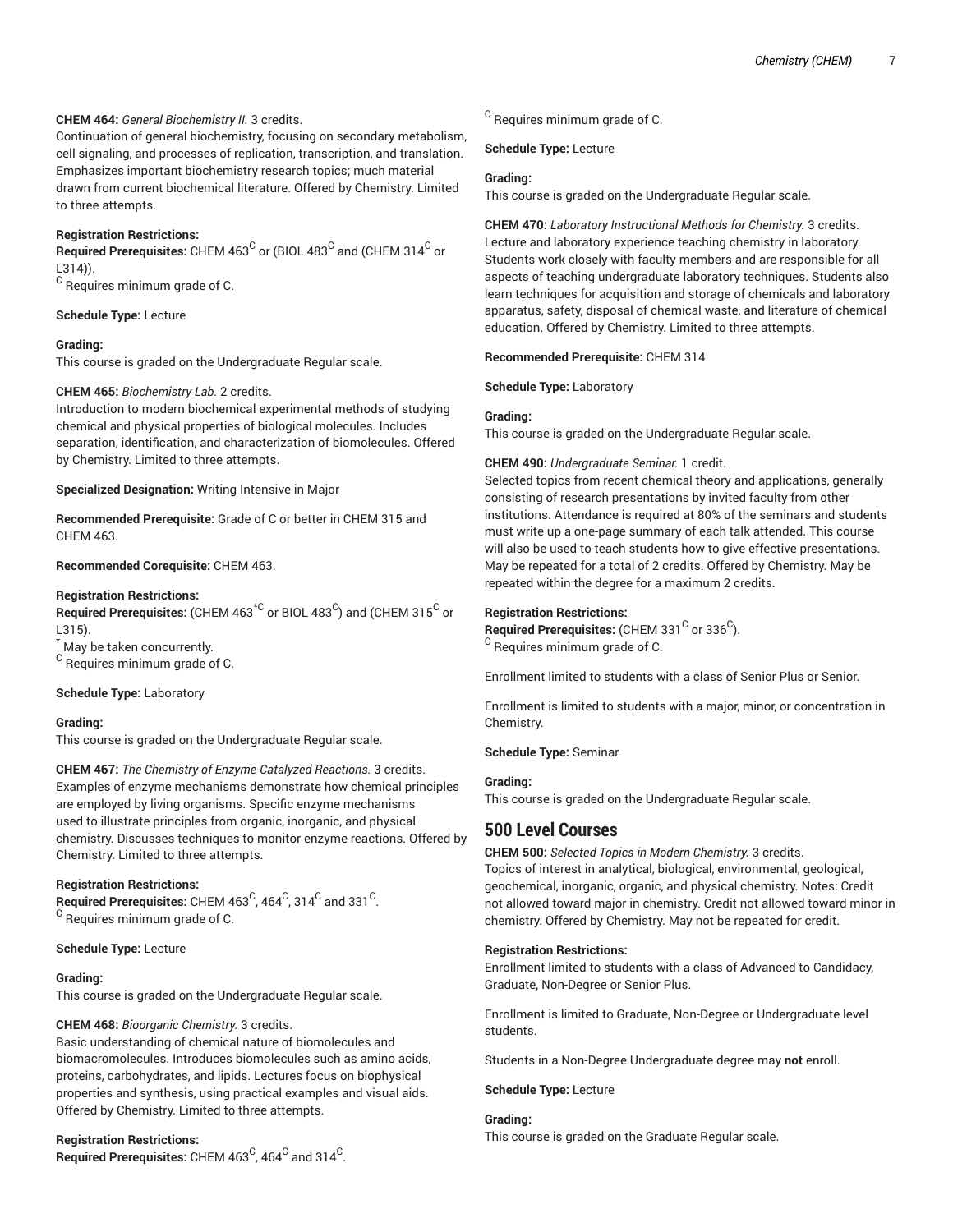**CHEM 464:** *General Biochemistry II.* 3 credits.
Continuation of general biochemistry, focusing on secondary metabolism, cell signaling, and processes of replication, transcription, and translation. Emphasizes important biochemistry research topics; much material drawn from current biochemical literature. Offered by Chemistry. Limited to three attempts.

**Registration Restrictions:**
**Required Prerequisites:** CHEM 463[C] or (BIOL 483[C] and (CHEM 314[C] or L314)).
[C] Requires minimum grade of C.

**Schedule Type:** Lecture

**Grading:**
This course is graded on the Undergraduate Regular scale.

**CHEM 465:** *Biochemistry Lab.* 2 credits.
Introduction to modern biochemical experimental methods of studying chemical and physical properties of biological molecules. Includes separation, identification, and characterization of biomolecules. Offered by Chemistry. Limited to three attempts.

**Specialized Designation:** Writing Intensive in Major

**Recommended Prerequisite:** Grade of C or better in CHEM 315 and CHEM 463.

**Recommended Corequisite:** CHEM 463.

**Registration Restrictions:**
**Required Prerequisites:** (CHEM 463[*C] or BIOL 483[C]) and (CHEM 315[C] or L315).
[*] May be taken concurrently.
[C] Requires minimum grade of C.

**Schedule Type:** Laboratory

**Grading:**
This course is graded on the Undergraduate Regular scale.

**CHEM 467:** *The Chemistry of Enzyme-Catalyzed Reactions.* 3 credits.
Examples of enzyme mechanisms demonstrate how chemical principles are employed by living organisms. Specific enzyme mechanisms used to illustrate principles from organic, inorganic, and physical chemistry. Discusses techniques to monitor enzyme reactions. Offered by Chemistry. Limited to three attempts.

**Registration Restrictions:**
**Required Prerequisites:** CHEM 463[C], 464[C], 314[C] and 331[C].
[C] Requires minimum grade of C.

**Schedule Type:** Lecture

**Grading:**
This course is graded on the Undergraduate Regular scale.

**CHEM 468:** *Bioorganic Chemistry.* 3 credits.
Basic understanding of chemical nature of biomolecules and biomacromolecules. Introduces biomolecules such as amino acids, proteins, carbohydrates, and lipids. Lectures focus on biophysical properties and synthesis, using practical examples and visual aids. Offered by Chemistry. Limited to three attempts.

**Registration Restrictions:**
**Required Prerequisites:** CHEM 463[C], 464[C] and 314[C].
[C] Requires minimum grade of C.

**Schedule Type:** Lecture

**Grading:**
This course is graded on the Undergraduate Regular scale.

**CHEM 470:** *Laboratory Instructional Methods for Chemistry.* 3 credits.
Lecture and laboratory experience teaching chemistry in laboratory. Students work closely with faculty members and are responsible for all aspects of teaching undergraduate laboratory techniques. Students also learn techniques for acquisition and storage of chemicals and laboratory apparatus, safety, disposal of chemical waste, and literature of chemical education. Offered by Chemistry. Limited to three attempts.

**Recommended Prerequisite:** CHEM 314.

**Schedule Type:** Laboratory

**Grading:**
This course is graded on the Undergraduate Regular scale.

**CHEM 490:** *Undergraduate Seminar.* 1 credit.
Selected topics from recent chemical theory and applications, generally consisting of research presentations by invited faculty from other institutions. Attendance is required at 80% of the seminars and students must write up a one-page summary of each talk attended. This course will also be used to teach students how to give effective presentations. May be repeated for a total of 2 credits. Offered by Chemistry. May be repeated within the degree for a maximum 2 credits.

**Registration Restrictions:**
**Required Prerequisites:** (CHEM 331[C] or 336[C]).
[C] Requires minimum grade of C.

Enrollment limited to students with a class of Senior Plus or Senior.

Enrollment is limited to students with a major, minor, or concentration in Chemistry.

**Schedule Type:** Seminar

**Grading:**
This course is graded on the Undergraduate Regular scale.

## 500 Level Courses

**CHEM 500:** *Selected Topics in Modern Chemistry.* 3 credits.
Topics of interest in analytical, biological, environmental, geological, geochemical, inorganic, organic, and physical chemistry. Notes: Credit not allowed toward major in chemistry. Credit not allowed toward minor in chemistry. Offered by Chemistry. May not be repeated for credit.

**Registration Restrictions:**
Enrollment limited to students with a class of Advanced to Candidacy, Graduate, Non-Degree or Senior Plus.

Enrollment is limited to Graduate, Non-Degree or Undergraduate level students.

Students in a Non-Degree Undergraduate degree may **not** enroll.

**Schedule Type:** Lecture

**Grading:**
This course is graded on the Graduate Regular scale.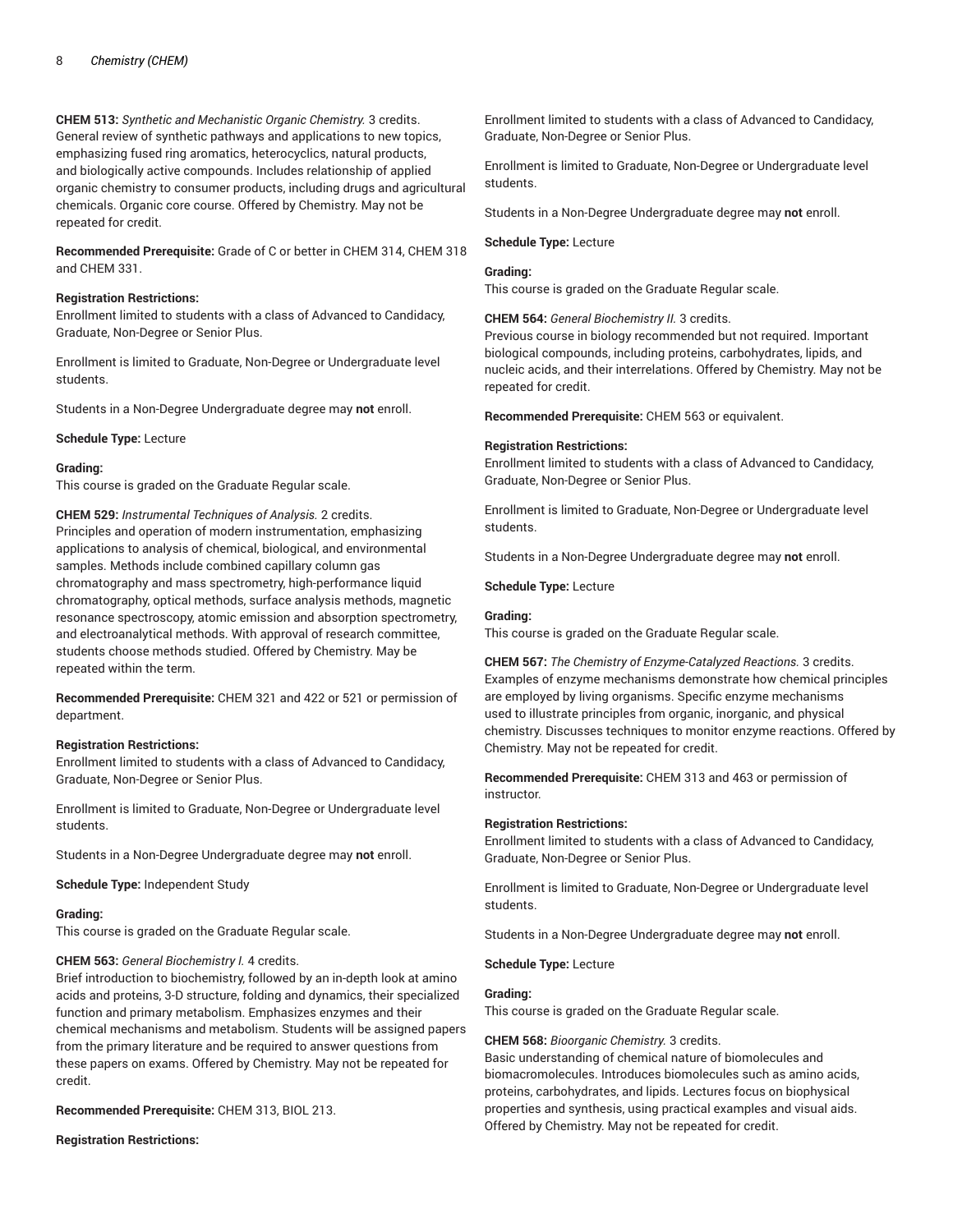**CHEM 513:** *Synthetic and Mechanistic Organic Chemistry.* 3 credits.
General review of synthetic pathways and applications to new topics, emphasizing fused ring aromatics, heterocyclics, natural products, and biologically active compounds. Includes relationship of applied organic chemistry to consumer products, including drugs and agricultural chemicals. Organic core course. Offered by Chemistry. May not be repeated for credit.

**Recommended Prerequisite:** Grade of C or better in CHEM 314, CHEM 318 and CHEM 331.

**Registration Restrictions:**
Enrollment limited to students with a class of Advanced to Candidacy, Graduate, Non-Degree or Senior Plus.

Enrollment is limited to Graduate, Non-Degree or Undergraduate level students.

Students in a Non-Degree Undergraduate degree may **not** enroll.

**Schedule Type:** Lecture

**Grading:**
This course is graded on the Graduate Regular scale.

**CHEM 529:** *Instrumental Techniques of Analysis.* 2 credits.
Principles and operation of modern instrumentation, emphasizing applications to analysis of chemical, biological, and environmental samples. Methods include combined capillary column gas chromatography and mass spectrometry, high-performance liquid chromatography, optical methods, surface analysis methods, magnetic resonance spectroscopy, atomic emission and absorption spectrometry, and electroanalytical methods. With approval of research committee, students choose methods studied. Offered by Chemistry. May be repeated within the term.

**Recommended Prerequisite:** CHEM 321 and 422 or 521 or permission of department.

**Registration Restrictions:**
Enrollment limited to students with a class of Advanced to Candidacy, Graduate, Non-Degree or Senior Plus.

Enrollment is limited to Graduate, Non-Degree or Undergraduate level students.

Students in a Non-Degree Undergraduate degree may **not** enroll.

**Schedule Type:** Independent Study

**Grading:**
This course is graded on the Graduate Regular scale.

**CHEM 563:** *General Biochemistry I.* 4 credits.
Brief introduction to biochemistry, followed by an in-depth look at amino acids and proteins, 3-D structure, folding and dynamics, their specialized function and primary metabolism. Emphasizes enzymes and their chemical mechanisms and metabolism. Students will be assigned papers from the primary literature and be required to answer questions from these papers on exams. Offered by Chemistry. May not be repeated for credit.

**Recommended Prerequisite:** CHEM 313, BIOL 213.

**Registration Restrictions:**
Enrollment limited to students with a class of Advanced to Candidacy, Graduate, Non-Degree or Senior Plus.

Enrollment is limited to Graduate, Non-Degree or Undergraduate level students.

Students in a Non-Degree Undergraduate degree may **not** enroll.

**Schedule Type:** Lecture

**Grading:**
This course is graded on the Graduate Regular scale.

**CHEM 564:** *General Biochemistry II.* 3 credits.
Previous course in biology recommended but not required. Important biological compounds, including proteins, carbohydrates, lipids, and nucleic acids, and their interrelations. Offered by Chemistry. May not be repeated for credit.

**Recommended Prerequisite:** CHEM 563 or equivalent.

**Registration Restrictions:**
Enrollment limited to students with a class of Advanced to Candidacy, Graduate, Non-Degree or Senior Plus.

Enrollment is limited to Graduate, Non-Degree or Undergraduate level students.

Students in a Non-Degree Undergraduate degree may **not** enroll.

**Schedule Type:** Lecture

**Grading:**
This course is graded on the Graduate Regular scale.

**CHEM 567:** *The Chemistry of Enzyme-Catalyzed Reactions.* 3 credits.
Examples of enzyme mechanisms demonstrate how chemical principles are employed by living organisms. Specific enzyme mechanisms used to illustrate principles from organic, inorganic, and physical chemistry. Discusses techniques to monitor enzyme reactions. Offered by Chemistry. May not be repeated for credit.

**Recommended Prerequisite:** CHEM 313 and 463 or permission of instructor.

**Registration Restrictions:**
Enrollment limited to students with a class of Advanced to Candidacy, Graduate, Non-Degree or Senior Plus.

Enrollment is limited to Graduate, Non-Degree or Undergraduate level students.

Students in a Non-Degree Undergraduate degree may **not** enroll.

**Schedule Type:** Lecture

**Grading:**
This course is graded on the Graduate Regular scale.

**CHEM 568:** *Bioorganic Chemistry.* 3 credits.
Basic understanding of chemical nature of biomolecules and biomacromolecules. Introduces biomolecules such as amino acids, proteins, carbohydrates, and lipids. Lectures focus on biophysical properties and synthesis, using practical examples and visual aids. Offered by Chemistry. May not be repeated for credit.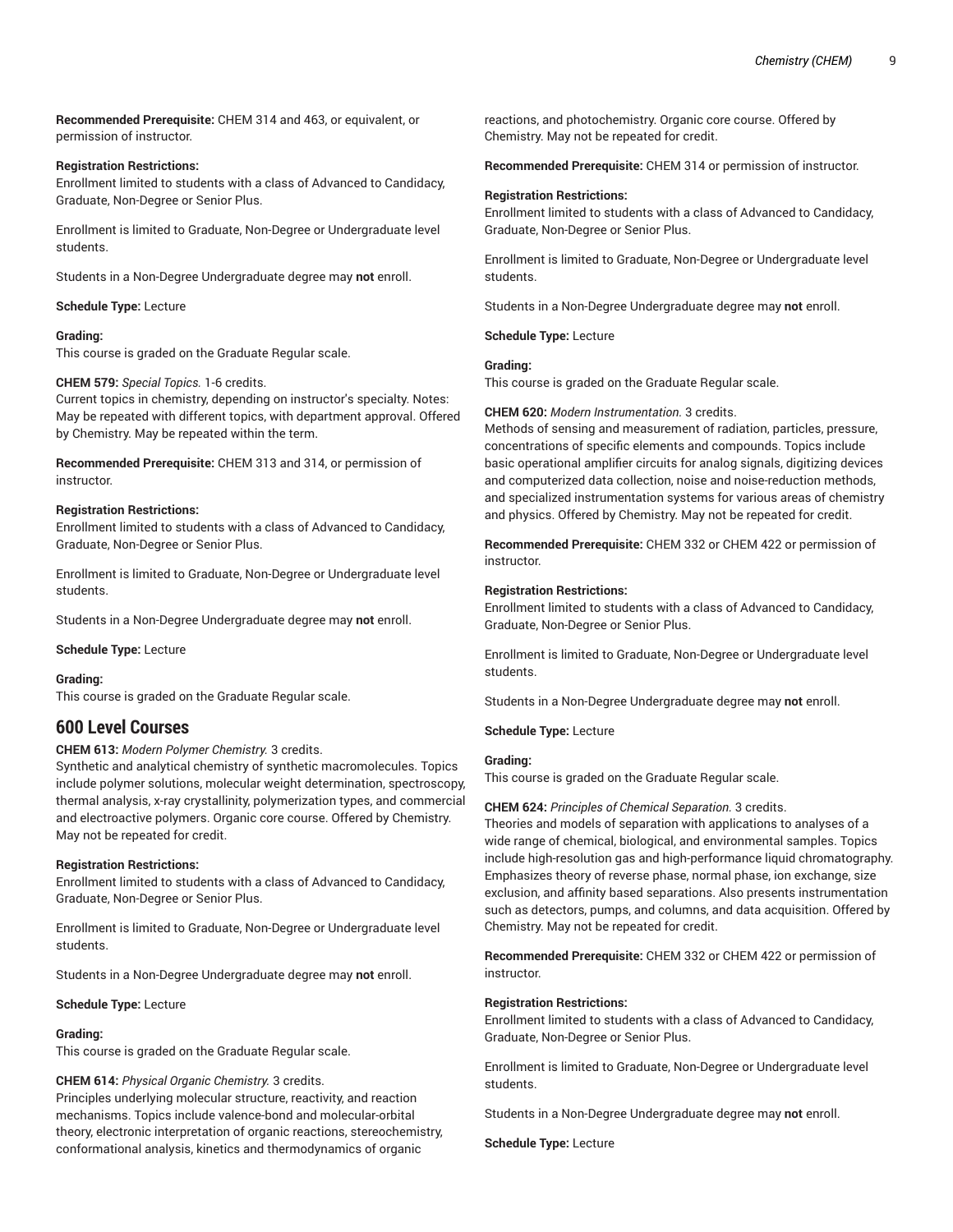**Recommended Prerequisite:** CHEM 314 and 463, or equivalent, or permission of instructor.

**Registration Restrictions:**
Enrollment limited to students with a class of Advanced to Candidacy, Graduate, Non-Degree or Senior Plus.

Enrollment is limited to Graduate, Non-Degree or Undergraduate level students.

Students in a Non-Degree Undergraduate degree may **not** enroll.

**Schedule Type:** Lecture

**Grading:**
This course is graded on the Graduate Regular scale.

**CHEM 579:** *Special Topics.* 1-6 credits.
Current topics in chemistry, depending on instructor's specialty. Notes: May be repeated with different topics, with department approval. Offered by Chemistry. May be repeated within the term.

**Recommended Prerequisite:** CHEM 313 and 314, or permission of instructor.

**Registration Restrictions:**
Enrollment limited to students with a class of Advanced to Candidacy, Graduate, Non-Degree or Senior Plus.

Enrollment is limited to Graduate, Non-Degree or Undergraduate level students.

Students in a Non-Degree Undergraduate degree may **not** enroll.

**Schedule Type:** Lecture

**Grading:**
This course is graded on the Graduate Regular scale.

## 600 Level Courses

**CHEM 613:** *Modern Polymer Chemistry.* 3 credits.
Synthetic and analytical chemistry of synthetic macromolecules. Topics include polymer solutions, molecular weight determination, spectroscopy, thermal analysis, x-ray crystallinity, polymerization types, and commercial and electroactive polymers. Organic core course. Offered by Chemistry. May not be repeated for credit.

**Registration Restrictions:**
Enrollment limited to students with a class of Advanced to Candidacy, Graduate, Non-Degree or Senior Plus.

Enrollment is limited to Graduate, Non-Degree or Undergraduate level students.

Students in a Non-Degree Undergraduate degree may **not** enroll.

**Schedule Type:** Lecture

**Grading:**
This course is graded on the Graduate Regular scale.

**CHEM 614:** *Physical Organic Chemistry.* 3 credits.
Principles underlying molecular structure, reactivity, and reaction mechanisms. Topics include valence-bond and molecular-orbital theory, electronic interpretation of organic reactions, stereochemistry, conformational analysis, kinetics and thermodynamics of organic reactions, and photochemistry. Organic core course. Offered by Chemistry. May not be repeated for credit.

**Recommended Prerequisite:** CHEM 314 or permission of instructor.

**Registration Restrictions:**
Enrollment limited to students with a class of Advanced to Candidacy, Graduate, Non-Degree or Senior Plus.

Enrollment is limited to Graduate, Non-Degree or Undergraduate level students.

Students in a Non-Degree Undergraduate degree may **not** enroll.

**Schedule Type:** Lecture

**Grading:**
This course is graded on the Graduate Regular scale.

**CHEM 620:** *Modern Instrumentation.* 3 credits.
Methods of sensing and measurement of radiation, particles, pressure, concentrations of specific elements and compounds. Topics include basic operational amplifier circuits for analog signals, digitizing devices and computerized data collection, noise and noise-reduction methods, and specialized instrumentation systems for various areas of chemistry and physics. Offered by Chemistry. May not be repeated for credit.

**Recommended Prerequisite:** CHEM 332 or CHEM 422 or permission of instructor.

**Registration Restrictions:**
Enrollment limited to students with a class of Advanced to Candidacy, Graduate, Non-Degree or Senior Plus.

Enrollment is limited to Graduate, Non-Degree or Undergraduate level students.

Students in a Non-Degree Undergraduate degree may **not** enroll.

**Schedule Type:** Lecture

**Grading:**
This course is graded on the Graduate Regular scale.

**CHEM 624:** *Principles of Chemical Separation.* 3 credits.
Theories and models of separation with applications to analyses of a wide range of chemical, biological, and environmental samples. Topics include high-resolution gas and high-performance liquid chromatography. Emphasizes theory of reverse phase, normal phase, ion exchange, size exclusion, and affinity based separations. Also presents instrumentation such as detectors, pumps, and columns, and data acquisition. Offered by Chemistry. May not be repeated for credit.

**Recommended Prerequisite:** CHEM 332 or CHEM 422 or permission of instructor.

**Registration Restrictions:**
Enrollment limited to students with a class of Advanced to Candidacy, Graduate, Non-Degree or Senior Plus.

Enrollment is limited to Graduate, Non-Degree or Undergraduate level students.

Students in a Non-Degree Undergraduate degree may **not** enroll.

**Schedule Type:** Lecture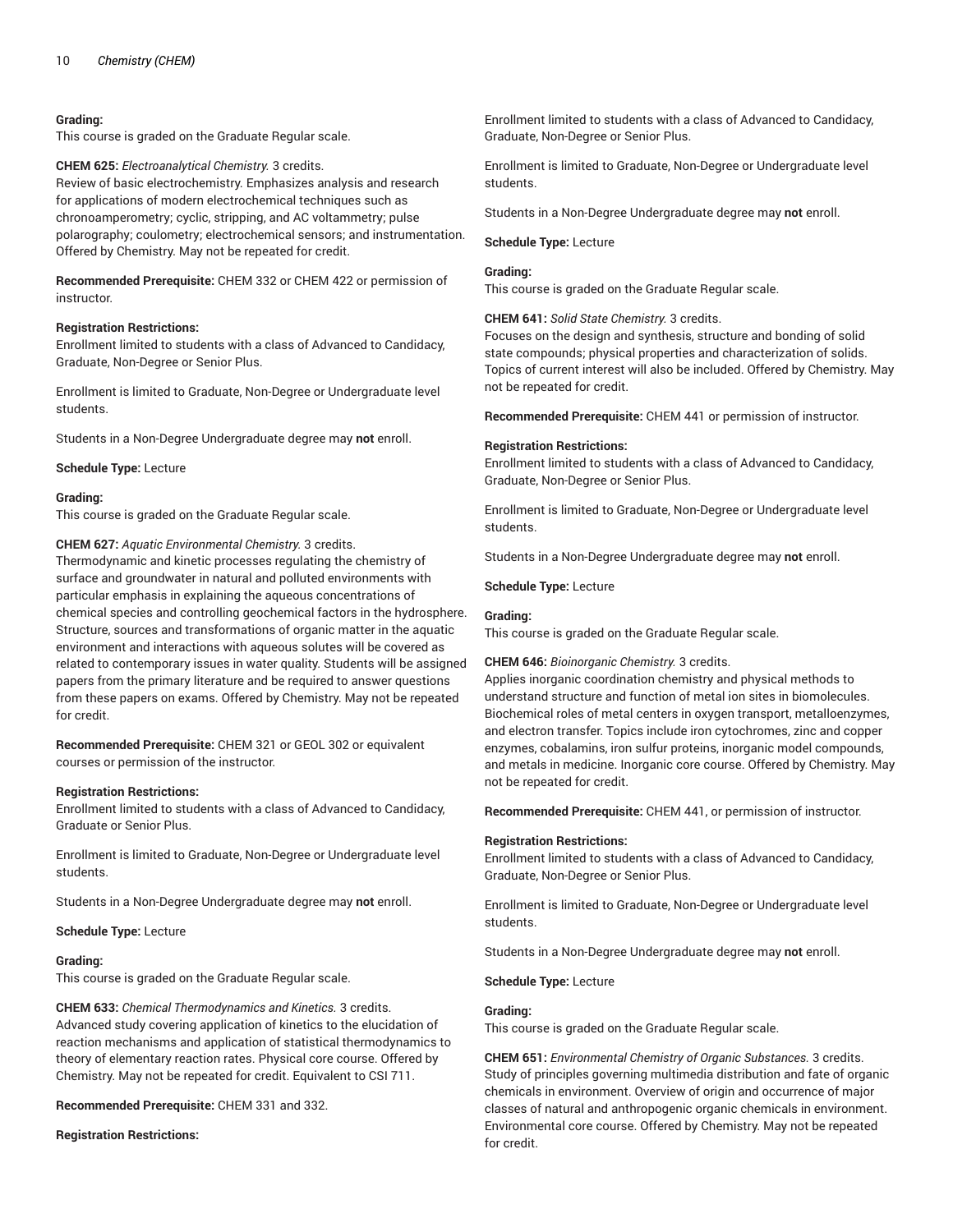**Grading:**
This course is graded on the Graduate Regular scale.

**CHEM 625:** *Electroanalytical Chemistry.* 3 credits.
Review of basic electrochemistry. Emphasizes analysis and research for applications of modern electrochemical techniques such as chronoamperometry; cyclic, stripping, and AC voltammetry; pulse polarography; coulometry; electrochemical sensors; and instrumentation. Offered by Chemistry. May not be repeated for credit.

**Recommended Prerequisite:** CHEM 332 or CHEM 422 or permission of instructor.

**Registration Restrictions:**
Enrollment limited to students with a class of Advanced to Candidacy, Graduate, Non-Degree or Senior Plus.

Enrollment is limited to Graduate, Non-Degree or Undergraduate level students.

Students in a Non-Degree Undergraduate degree may **not** enroll.

**Schedule Type:** Lecture

**Grading:**
This course is graded on the Graduate Regular scale.

**CHEM 627:** *Aquatic Environmental Chemistry.* 3 credits.
Thermodynamic and kinetic processes regulating the chemistry of surface and groundwater in natural and polluted environments with particular emphasis in explaining the aqueous concentrations of chemical species and controlling geochemical factors in the hydrosphere. Structure, sources and transformations of organic matter in the aquatic environment and interactions with aqueous solutes will be covered as related to contemporary issues in water quality. Students will be assigned papers from the primary literature and be required to answer questions from these papers on exams. Offered by Chemistry. May not be repeated for credit.

**Recommended Prerequisite:** CHEM 321 or GEOL 302 or equivalent courses or permission of the instructor.

**Registration Restrictions:**
Enrollment limited to students with a class of Advanced to Candidacy, Graduate or Senior Plus.

Enrollment is limited to Graduate, Non-Degree or Undergraduate level students.

Students in a Non-Degree Undergraduate degree may **not** enroll.

**Schedule Type:** Lecture

**Grading:**
This course is graded on the Graduate Regular scale.

**CHEM 633:** *Chemical Thermodynamics and Kinetics.* 3 credits.
Advanced study covering application of kinetics to the elucidation of reaction mechanisms and application of statistical thermodynamics to theory of elementary reaction rates. Physical core course. Offered by Chemistry. May not be repeated for credit. Equivalent to CSI 711.

**Recommended Prerequisite:** CHEM 331 and 332.

**Registration Restrictions:**
Enrollment limited to students with a class of Advanced to Candidacy, Graduate, Non-Degree or Senior Plus.

Enrollment is limited to Graduate, Non-Degree or Undergraduate level students.

Students in a Non-Degree Undergraduate degree may **not** enroll.

**Schedule Type:** Lecture

**Grading:**
This course is graded on the Graduate Regular scale.

**CHEM 641:** *Solid State Chemistry.* 3 credits.
Focuses on the design and synthesis, structure and bonding of solid state compounds; physical properties and characterization of solids. Topics of current interest will also be included. Offered by Chemistry. May not be repeated for credit.

**Recommended Prerequisite:** CHEM 441 or permission of instructor.

**Registration Restrictions:**
Enrollment limited to students with a class of Advanced to Candidacy, Graduate, Non-Degree or Senior Plus.

Enrollment is limited to Graduate, Non-Degree or Undergraduate level students.

Students in a Non-Degree Undergraduate degree may **not** enroll.

**Schedule Type:** Lecture

**Grading:**
This course is graded on the Graduate Regular scale.

**CHEM 646:** *Bioinorganic Chemistry.* 3 credits.
Applies inorganic coordination chemistry and physical methods to understand structure and function of metal ion sites in biomolecules. Biochemical roles of metal centers in oxygen transport, metalloenzymes, and electron transfer. Topics include iron cytochromes, zinc and copper enzymes, cobalamins, iron sulfur proteins, inorganic model compounds, and metals in medicine. Inorganic core course. Offered by Chemistry. May not be repeated for credit.

**Recommended Prerequisite:** CHEM 441, or permission of instructor.

**Registration Restrictions:**
Enrollment limited to students with a class of Advanced to Candidacy, Graduate, Non-Degree or Senior Plus.

Enrollment is limited to Graduate, Non-Degree or Undergraduate level students.

Students in a Non-Degree Undergraduate degree may **not** enroll.

**Schedule Type:** Lecture

**Grading:**
This course is graded on the Graduate Regular scale.

**CHEM 651:** *Environmental Chemistry of Organic Substances.* 3 credits.
Study of principles governing multimedia distribution and fate of organic chemicals in environment. Overview of origin and occurrence of major classes of natural and anthropogenic organic chemicals in environment. Environmental core course. Offered by Chemistry. May not be repeated for credit.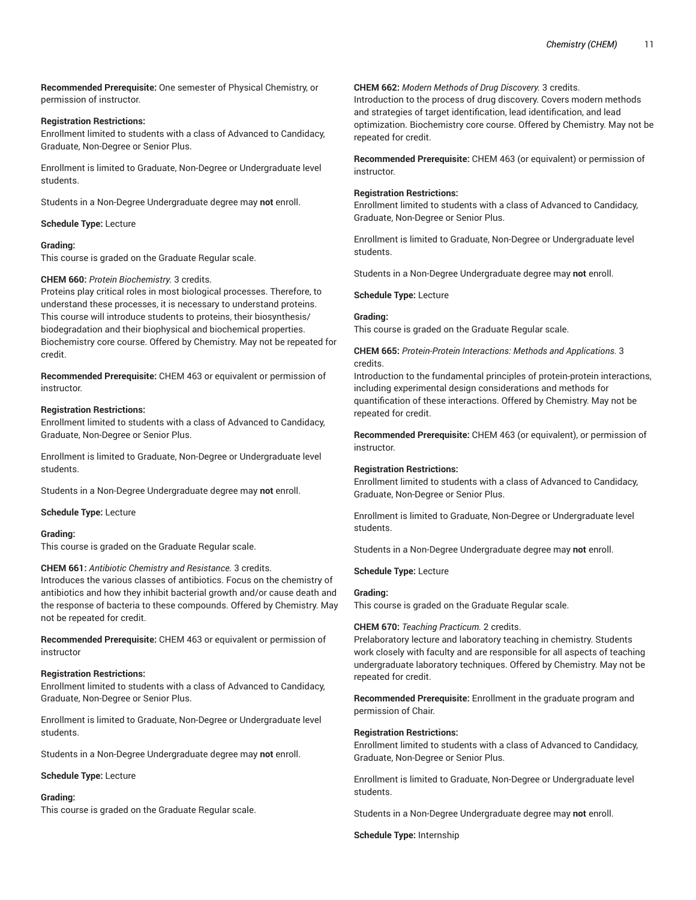**Recommended Prerequisite:** One semester of Physical Chemistry, or permission of instructor.

**Registration Restrictions:**
Enrollment limited to students with a class of Advanced to Candidacy, Graduate, Non-Degree or Senior Plus.

Enrollment is limited to Graduate, Non-Degree or Undergraduate level students.

Students in a Non-Degree Undergraduate degree may **not** enroll.

**Schedule Type:** Lecture

**Grading:**
This course is graded on the Graduate Regular scale.

**CHEM 660:** *Protein Biochemistry.* 3 credits.
Proteins play critical roles in most biological processes. Therefore, to understand these processes, it is necessary to understand proteins. This course will introduce students to proteins, their biosynthesis/biodegradation and their biophysical and biochemical properties. Biochemistry core course. Offered by Chemistry. May not be repeated for credit.

**Recommended Prerequisite:** CHEM 463 or equivalent or permission of instructor.

**Registration Restrictions:**
Enrollment limited to students with a class of Advanced to Candidacy, Graduate, Non-Degree or Senior Plus.

Enrollment is limited to Graduate, Non-Degree or Undergraduate level students.

Students in a Non-Degree Undergraduate degree may **not** enroll.

**Schedule Type:** Lecture

**Grading:**
This course is graded on the Graduate Regular scale.

**CHEM 661:** *Antibiotic Chemistry and Resistance.* 3 credits.
Introduces the various classes of antibiotics. Focus on the chemistry of antibiotics and how they inhibit bacterial growth and/or cause death and the response of bacteria to these compounds. Offered by Chemistry. May not be repeated for credit.

**Recommended Prerequisite:** CHEM 463 equivalent or permission of instructor

**Registration Restrictions:**
Enrollment limited to students with a class of Advanced to Candidacy, Graduate, Non-Degree or Senior Plus.

Enrollment is limited to Graduate, Non-Degree or Undergraduate level students.

Students in a Non-Degree Undergraduate degree may **not** enroll.

**Schedule Type:** Lecture

**Grading:**
This course is graded on the Graduate Regular scale.

**CHEM 662:** *Modern Methods of Drug Discovery.* 3 credits.
Introduction to the process of drug discovery. Covers modern methods and strategies of target identification, lead identification, and lead optimization. Biochemistry core course. Offered by Chemistry. May not be repeated for credit.

**Recommended Prerequisite:** CHEM 463 (or equivalent) or permission of instructor.

**Registration Restrictions:**
Enrollment limited to students with a class of Advanced to Candidacy, Graduate, Non-Degree or Senior Plus.

Enrollment is limited to Graduate, Non-Degree or Undergraduate level students.

Students in a Non-Degree Undergraduate degree may **not** enroll.

**Schedule Type:** Lecture

**Grading:**
This course is graded on the Graduate Regular scale.

**CHEM 665:** *Protein-Protein Interactions: Methods and Applications.* 3 credits.
Introduction to the fundamental principles of protein-protein interactions, including experimental design considerations and methods for quantification of these interactions. Offered by Chemistry. May not be repeated for credit.

**Recommended Prerequisite:** CHEM 463 (or equivalent), or permission of instructor.

**Registration Restrictions:**
Enrollment limited to students with a class of Advanced to Candidacy, Graduate, Non-Degree or Senior Plus.

Enrollment is limited to Graduate, Non-Degree or Undergraduate level students.

Students in a Non-Degree Undergraduate degree may **not** enroll.

**Schedule Type:** Lecture

**Grading:**
This course is graded on the Graduate Regular scale.

**CHEM 670:** *Teaching Practicum.* 2 credits.
Prelaboratory lecture and laboratory teaching in chemistry. Students work closely with faculty and are responsible for all aspects of teaching undergraduate laboratory techniques. Offered by Chemistry. May not be repeated for credit.

**Recommended Prerequisite:** Enrollment in the graduate program and permission of Chair.

**Registration Restrictions:**
Enrollment limited to students with a class of Advanced to Candidacy, Graduate, Non-Degree or Senior Plus.

Enrollment is limited to Graduate, Non-Degree or Undergraduate level students.

Students in a Non-Degree Undergraduate degree may **not** enroll.

**Schedule Type:** Internship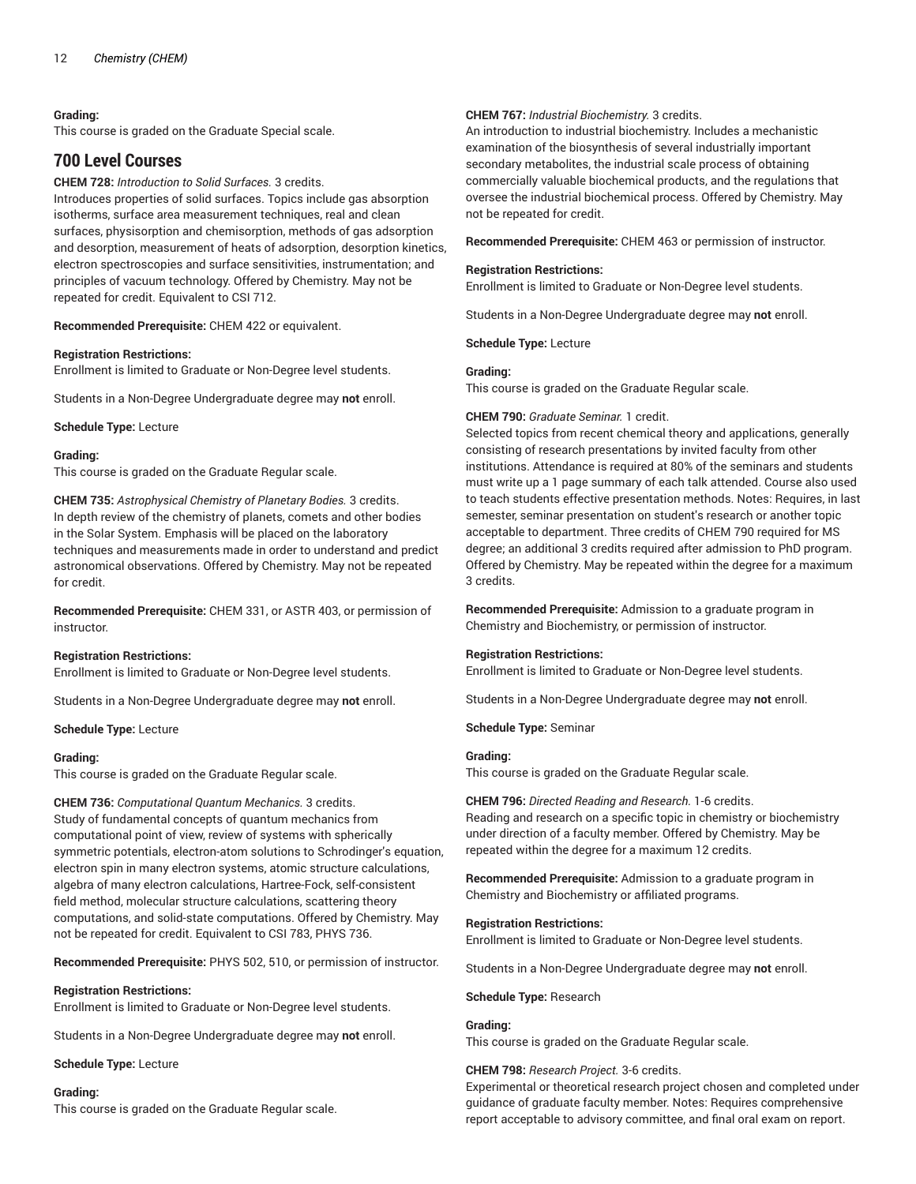**Grading:**
This course is graded on the Graduate Special scale.

## 700 Level Courses

**CHEM 728:** *Introduction to Solid Surfaces.* 3 credits.
Introduces properties of solid surfaces. Topics include gas absorption isotherms, surface area measurement techniques, real and clean surfaces, physisorption and chemisorption, methods of gas adsorption and desorption, measurement of heats of adsorption, desorption kinetics, electron spectroscopies and surface sensitivities, instrumentation; and principles of vacuum technology. Offered by Chemistry. May not be repeated for credit. Equivalent to CSI 712.

**Recommended Prerequisite:** CHEM 422 or equivalent.

**Registration Restrictions:**
Enrollment is limited to Graduate or Non-Degree level students.

Students in a Non-Degree Undergraduate degree may **not** enroll.

**Schedule Type:** Lecture

**Grading:**
This course is graded on the Graduate Regular scale.

**CHEM 735:** *Astrophysical Chemistry of Planetary Bodies.* 3 credits.
In depth review of the chemistry of planets, comets and other bodies in the Solar System. Emphasis will be placed on the laboratory techniques and measurements made in order to understand and predict astronomical observations. Offered by Chemistry. May not be repeated for credit.

**Recommended Prerequisite:** CHEM 331, or ASTR 403, or permission of instructor.

**Registration Restrictions:**
Enrollment is limited to Graduate or Non-Degree level students.

Students in a Non-Degree Undergraduate degree may **not** enroll.

**Schedule Type:** Lecture

**Grading:**
This course is graded on the Graduate Regular scale.

**CHEM 736:** *Computational Quantum Mechanics.* 3 credits.
Study of fundamental concepts of quantum mechanics from computational point of view, review of systems with spherically symmetric potentials, electron-atom solutions to Schrodinger's equation, electron spin in many electron systems, atomic structure calculations, algebra of many electron calculations, Hartree-Fock, self-consistent field method, molecular structure calculations, scattering theory computations, and solid-state computations. Offered by Chemistry. May not be repeated for credit. Equivalent to CSI 783, PHYS 736.

**Recommended Prerequisite:** PHYS 502, 510, or permission of instructor.

**Registration Restrictions:**
Enrollment is limited to Graduate or Non-Degree level students.

Students in a Non-Degree Undergraduate degree may **not** enroll.

**Schedule Type:** Lecture

**Grading:**
This course is graded on the Graduate Regular scale.

**CHEM 767:** *Industrial Biochemistry.* 3 credits.
An introduction to industrial biochemistry. Includes a mechanistic examination of the biosynthesis of several industrially important secondary metabolites, the industrial scale process of obtaining commercially valuable biochemical products, and the regulations that oversee the industrial biochemical process. Offered by Chemistry. May not be repeated for credit.

**Recommended Prerequisite:** CHEM 463 or permission of instructor.

**Registration Restrictions:**
Enrollment is limited to Graduate or Non-Degree level students.

Students in a Non-Degree Undergraduate degree may **not** enroll.

**Schedule Type:** Lecture

**Grading:**
This course is graded on the Graduate Regular scale.

**CHEM 790:** *Graduate Seminar.* 1 credit.
Selected topics from recent chemical theory and applications, generally consisting of research presentations by invited faculty from other institutions. Attendance is required at 80% of the seminars and students must write up a 1 page summary of each talk attended. Course also used to teach students effective presentation methods. Notes: Requires, in last semester, seminar presentation on student's research or another topic acceptable to department. Three credits of CHEM 790 required for MS degree; an additional 3 credits required after admission to PhD program. Offered by Chemistry. May be repeated within the degree for a maximum 3 credits.

**Recommended Prerequisite:** Admission to a graduate program in Chemistry and Biochemistry, or permission of instructor.

**Registration Restrictions:**
Enrollment is limited to Graduate or Non-Degree level students.

Students in a Non-Degree Undergraduate degree may **not** enroll.

**Schedule Type:** Seminar

**Grading:**
This course is graded on the Graduate Regular scale.

**CHEM 796:** *Directed Reading and Research.* 1-6 credits.
Reading and research on a specific topic in chemistry or biochemistry under direction of a faculty member. Offered by Chemistry. May be repeated within the degree for a maximum 12 credits.

**Recommended Prerequisite:** Admission to a graduate program in Chemistry and Biochemistry or affiliated programs.

**Registration Restrictions:**
Enrollment is limited to Graduate or Non-Degree level students.

Students in a Non-Degree Undergraduate degree may **not** enroll.

**Schedule Type:** Research

**Grading:**
This course is graded on the Graduate Regular scale.

**CHEM 798:** *Research Project.* 3-6 credits.
Experimental or theoretical research project chosen and completed under guidance of graduate faculty member. Notes: Requires comprehensive report acceptable to advisory committee, and final oral exam on report.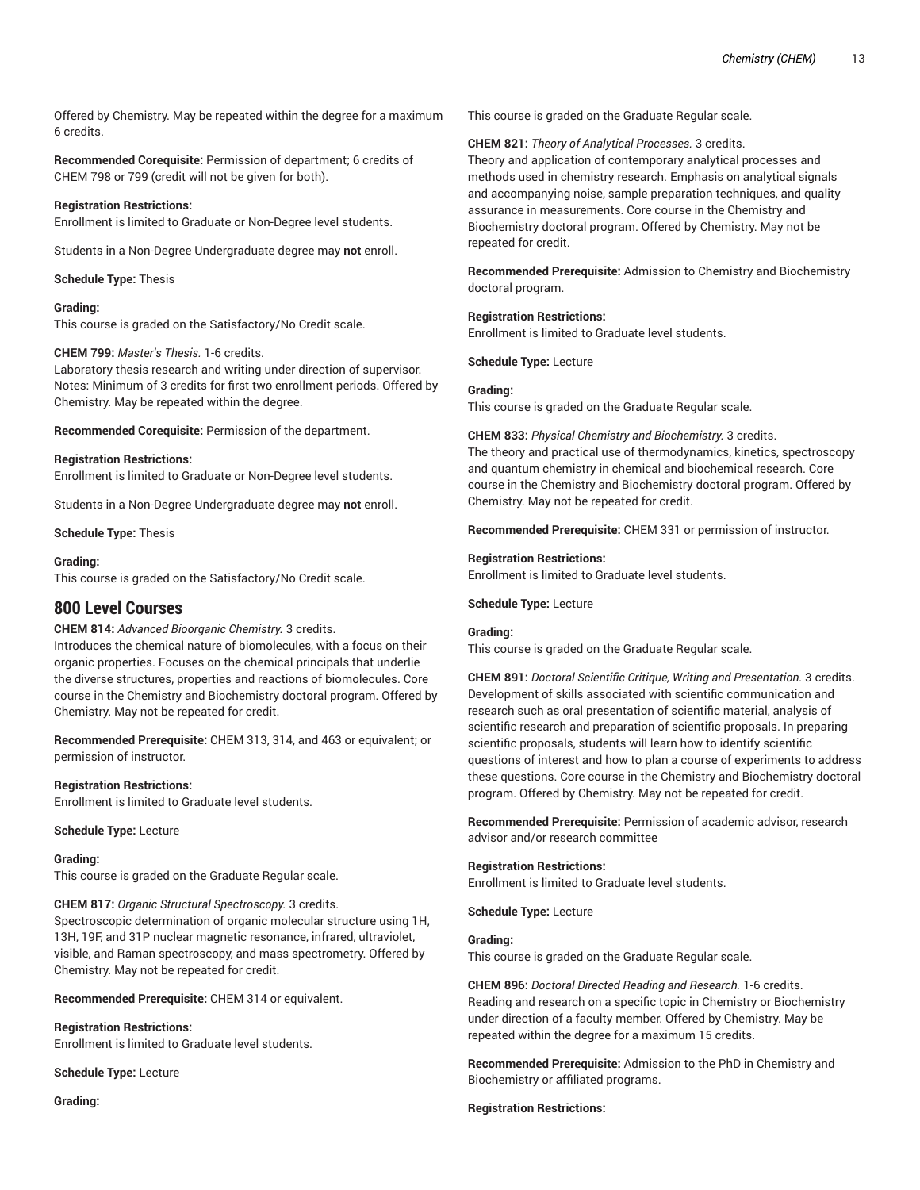Offered by Chemistry. May be repeated within the degree for a maximum 6 credits.

**Recommended Corequisite:** Permission of department; 6 credits of CHEM 798 or 799 (credit will not be given for both).

**Registration Restrictions:**
Enrollment is limited to Graduate or Non-Degree level students.

Students in a Non-Degree Undergraduate degree may **not** enroll.

**Schedule Type:** Thesis

**Grading:**
This course is graded on the Satisfactory/No Credit scale.

**CHEM 799:** *Master's Thesis.* 1-6 credits.
Laboratory thesis research and writing under direction of supervisor. Notes: Minimum of 3 credits for first two enrollment periods. Offered by Chemistry. May be repeated within the degree.

**Recommended Corequisite:** Permission of the department.

**Registration Restrictions:**
Enrollment is limited to Graduate or Non-Degree level students.

Students in a Non-Degree Undergraduate degree may **not** enroll.

**Schedule Type:** Thesis

**Grading:**
This course is graded on the Satisfactory/No Credit scale.

## 800 Level Courses

**CHEM 814:** *Advanced Bioorganic Chemistry.* 3 credits.
Introduces the chemical nature of biomolecules, with a focus on their organic properties. Focuses on the chemical principals that underlie the diverse structures, properties and reactions of biomolecules. Core course in the Chemistry and Biochemistry doctoral program. Offered by Chemistry. May not be repeated for credit.

**Recommended Prerequisite:** CHEM 313, 314, and 463 or equivalent; or permission of instructor.

**Registration Restrictions:**
Enrollment is limited to Graduate level students.

**Schedule Type:** Lecture

**Grading:**
This course is graded on the Graduate Regular scale.

**CHEM 817:** *Organic Structural Spectroscopy.* 3 credits.
Spectroscopic determination of organic molecular structure using 1H, 13H, 19F, and 31P nuclear magnetic resonance, infrared, ultraviolet, visible, and Raman spectroscopy, and mass spectrometry. Offered by Chemistry. May not be repeated for credit.

**Recommended Prerequisite:** CHEM 314 or equivalent.

**Registration Restrictions:**
Enrollment is limited to Graduate level students.

**Schedule Type:** Lecture

**Grading:**
This course is graded on the Graduate Regular scale.

**CHEM 821:** *Theory of Analytical Processes.* 3 credits.
Theory and application of contemporary analytical processes and methods used in chemistry research. Emphasis on analytical signals and accompanying noise, sample preparation techniques, and quality assurance in measurements. Core course in the Chemistry and Biochemistry doctoral program. Offered by Chemistry. May not be repeated for credit.

**Recommended Prerequisite:** Admission to Chemistry and Biochemistry doctoral program.

**Registration Restrictions:**
Enrollment is limited to Graduate level students.

**Schedule Type:** Lecture

**Grading:**
This course is graded on the Graduate Regular scale.

**CHEM 833:** *Physical Chemistry and Biochemistry.* 3 credits.
The theory and practical use of thermodynamics, kinetics, spectroscopy and quantum chemistry in chemical and biochemical research. Core course in the Chemistry and Biochemistry doctoral program. Offered by Chemistry. May not be repeated for credit.

**Recommended Prerequisite:** CHEM 331 or permission of instructor.

**Registration Restrictions:**
Enrollment is limited to Graduate level students.

**Schedule Type:** Lecture

**Grading:**
This course is graded on the Graduate Regular scale.

**CHEM 891:** *Doctoral Scientific Critique, Writing and Presentation.* 3 credits.
Development of skills associated with scientific communication and research such as oral presentation of scientific material, analysis of scientific research and preparation of scientific proposals. In preparing scientific proposals, students will learn how to identify scientific questions of interest and how to plan a course of experiments to address these questions. Core course in the Chemistry and Biochemistry doctoral program. Offered by Chemistry. May not be repeated for credit.

**Recommended Prerequisite:** Permission of academic advisor, research advisor and/or research committee

**Registration Restrictions:**
Enrollment is limited to Graduate level students.

**Schedule Type:** Lecture

**Grading:**
This course is graded on the Graduate Regular scale.

**CHEM 896:** *Doctoral Directed Reading and Research.* 1-6 credits.
Reading and research on a specific topic in Chemistry or Biochemistry under direction of a faculty member. Offered by Chemistry. May be repeated within the degree for a maximum 15 credits.

**Recommended Prerequisite:** Admission to the PhD in Chemistry and Biochemistry or affiliated programs.

**Registration Restrictions:**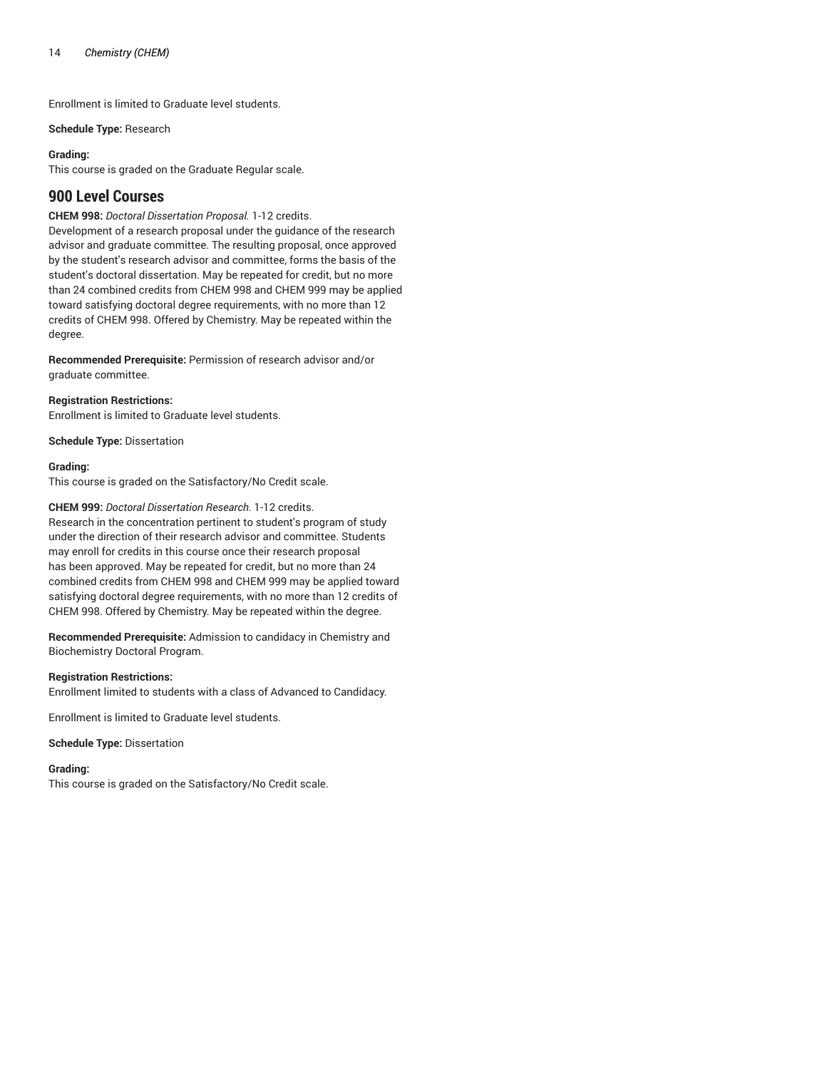Enrollment is limited to Graduate level students.

**Schedule Type:** Research

**Grading:**
This course is graded on the Graduate Regular scale.

## 900 Level Courses

**CHEM 998:** *Doctoral Dissertation Proposal.* 1-12 credits.
Development of a research proposal under the guidance of the research advisor and graduate committee. The resulting proposal, once approved by the student's research advisor and committee, forms the basis of the student's doctoral dissertation. May be repeated for credit, but no more than 24 combined credits from CHEM 998 and CHEM 999 may be applied toward satisfying doctoral degree requirements, with no more than 12 credits of CHEM 998. Offered by Chemistry. May be repeated within the degree.

**Recommended Prerequisite:** Permission of research advisor and/or graduate committee.

**Registration Restrictions:**
Enrollment is limited to Graduate level students.

**Schedule Type:** Dissertation

**Grading:**
This course is graded on the Satisfactory/No Credit scale.

**CHEM 999:** *Doctoral Dissertation Research.* 1-12 credits.
Research in the concentration pertinent to student's program of study under the direction of their research advisor and committee. Students may enroll for credits in this course once their research proposal has been approved. May be repeated for credit, but no more than 24 combined credits from CHEM 998 and CHEM 999 may be applied toward satisfying doctoral degree requirements, with no more than 12 credits of CHEM 998. Offered by Chemistry. May be repeated within the degree.

**Recommended Prerequisite:** Admission to candidacy in Chemistry and Biochemistry Doctoral Program.

**Registration Restrictions:**
Enrollment limited to students with a class of Advanced to Candidacy.

Enrollment is limited to Graduate level students.

**Schedule Type:** Dissertation

**Grading:**
This course is graded on the Satisfactory/No Credit scale.